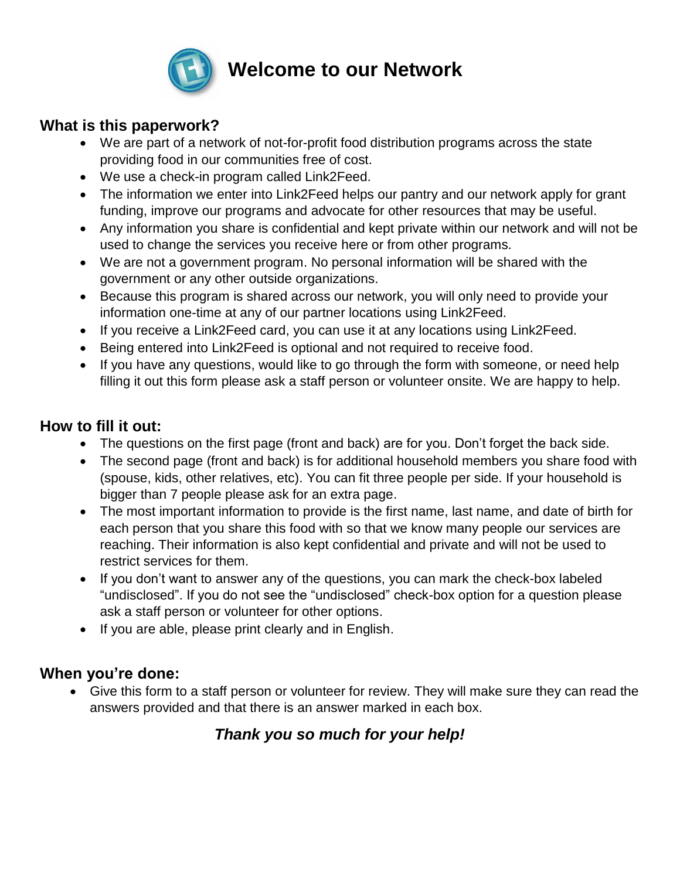# Welcome to our Network

## What is this paperwork?

- We are part of a network of not-for-profit food distribution programs across the state providing food in our communities free of cost.
- We use a check-in program called Link2Feed.
- The information we enter into Link2Feed helps our pantry and our network apply for grant funding, improve our programs and advocate for other resources that may be useful.
- Any information you share is confidential and kept private within our network and will not be used to change the services you receive here or from other programs.
- We are not a government program. No personal information will be shared with the government or any other outside organizations.
- Because this program is shared across our network, you will only need to provide your information one-time at any of our partner locations using Link2Feed.
- If you receive a Link2Feed card, you can use it at any locations using Link2Feed.
- Being entered into Link2Feed is optional and not required to receive food.
- If you have any questions, would like to go through the form with someone, or need help filling it out this form please ask a staff person or volunteer onsite. We are happy to help.

## How to fill it out:

- The questions on the first page (front and back) are for you. Don't forget the back side.
- The second page (front and back) is for additional household members you share food with (spouse, kids, other relatives, etc). You can fit three people per side. If your household is bigger than 7 people please ask for an extra page.
- The most important information to provide is the first name, last name, and date of birth for each person that you share this food with so that we know many people our services are reaching. Their information is also kept confidential and private and will not be used to restrict services for them.
- If you don't want to answer any of the questions, you can mark the check-box labeled "undisclosed". If you do not see the "undisclosed" check-box option for a question please ask a staff person or volunteer for other options.
- If you are able, please print clearly and in English.

## When you're done:

- Give this form to a staff person or volunteer for review. They will make sure they can read the answers provided and that there is an answer marked in each box.

***Thank you so much for your help!***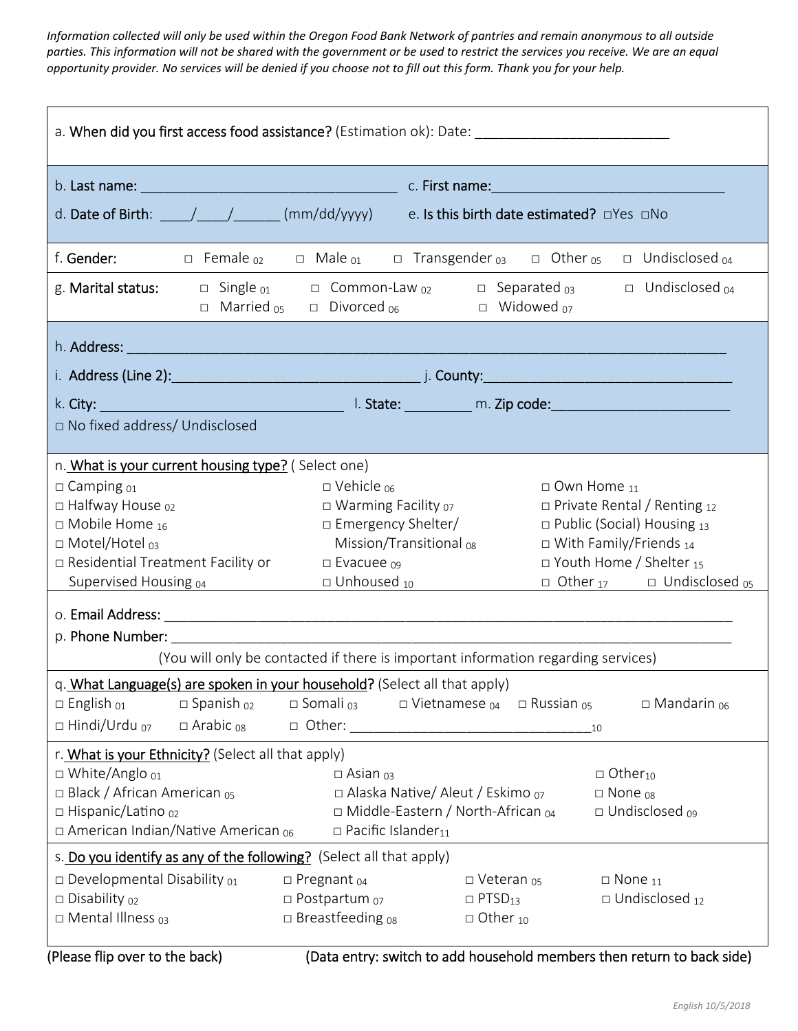*Information collected will only be used within the Oregon Food Bank Network of pantries and remain anonymous to all outside parties. This information will not be shared with the government or be used to restrict the services you receive. We are an equal opportunity provider. No services will be denied if you choose not to fill out this form. Thank you for your help.*

a. **When did you first access food assistance?** (Estimation ok): Date: _________________________

b. **Last name:** _________________________________ c. **First name:**______________________________

d. **Date of Birth**: ____/____/______ (mm/dd/yyyy) e. **Is this birth date estimated?** □Yes □No

f. **Gender:** □ Female 02 □ Male 01 □ Transgender 03 □ Other 05 □ Undisclosed 04

g. **Marital status:** □ Single 01 □ Common-Law 02 □ Separated 03 □ Undisclosed 04 □ Married 05 □ Divorced 06 □ Widowed 07

h. **Address:** ___________________________________________________________________________

i. **Address (Line 2):**_______________________________ j. **County:**________________________________

k. **City:** _______________________________ l. **State:** ________ m. **Zip code:**______________________

□ No fixed address/ Undisclosed

n. **What is your current housing type?** ( Select one)

- □ Camping 01
- □ Halfway House 02
- □ Mobile Home 16
- □ Motel/Hotel 03
- □ Residential Treatment Facility or Supervised Housing 04
- □ Vehicle 06
- □ Warming Facility 07
- □ Emergency Shelter/ Mission/Transitional 08
- □ Evacuee 09
- □ Unhoused 10
- □ Own Home 11
- □ Private Rental / Renting 12
- □ Public (Social) Housing 13
- □ With Family/Friends 14
- □ Youth Home / Shelter 15
- □ Other 17
- □ Undisclosed 05

o. **Email Address:** __________________________________________________________________________

p. **Phone Number:** __________________________________________________________________________

(You will only be contacted if there is important information regarding services)

q. **What Language(s) are spoken in your household?** (Select all that apply)

□ English 01 □ Spanish 02 □ Somali 03 □ Vietnamese 04 □ Russian 05 □ Mandarin 06

□ Hindi/Urdu 07 □ Arabic 08 □ Other: ________________________________10

r. **What is your Ethnicity?** (Select all that apply)

- □ White/Anglo 01
- □ Black / African American 05
- □ Hispanic/Latino 02
- □ American Indian/Native American 06
- □ Asian 03
- □ Alaska Native/ Aleut / Eskimo 07
- □ Middle-Eastern / North-African 04
- □ Pacific Islander11
- □ Other10
- □ None 08
- □ Undisclosed 09

s. **Do you identify as any of the following?** (Select all that apply)

- □ Developmental Disability 01
- □ Disability 02
- □ Mental Illness 03
- □ Pregnant 04
- □ Postpartum 07
- □ Breastfeeding 08
- □ Veteran 05
- □ PTSD13
- □ Other 10
- □ None 11
- □ Undisclosed 12

(Please flip over to the back) (Data entry: switch to add household members then return to back side)

*English 10/5/2018*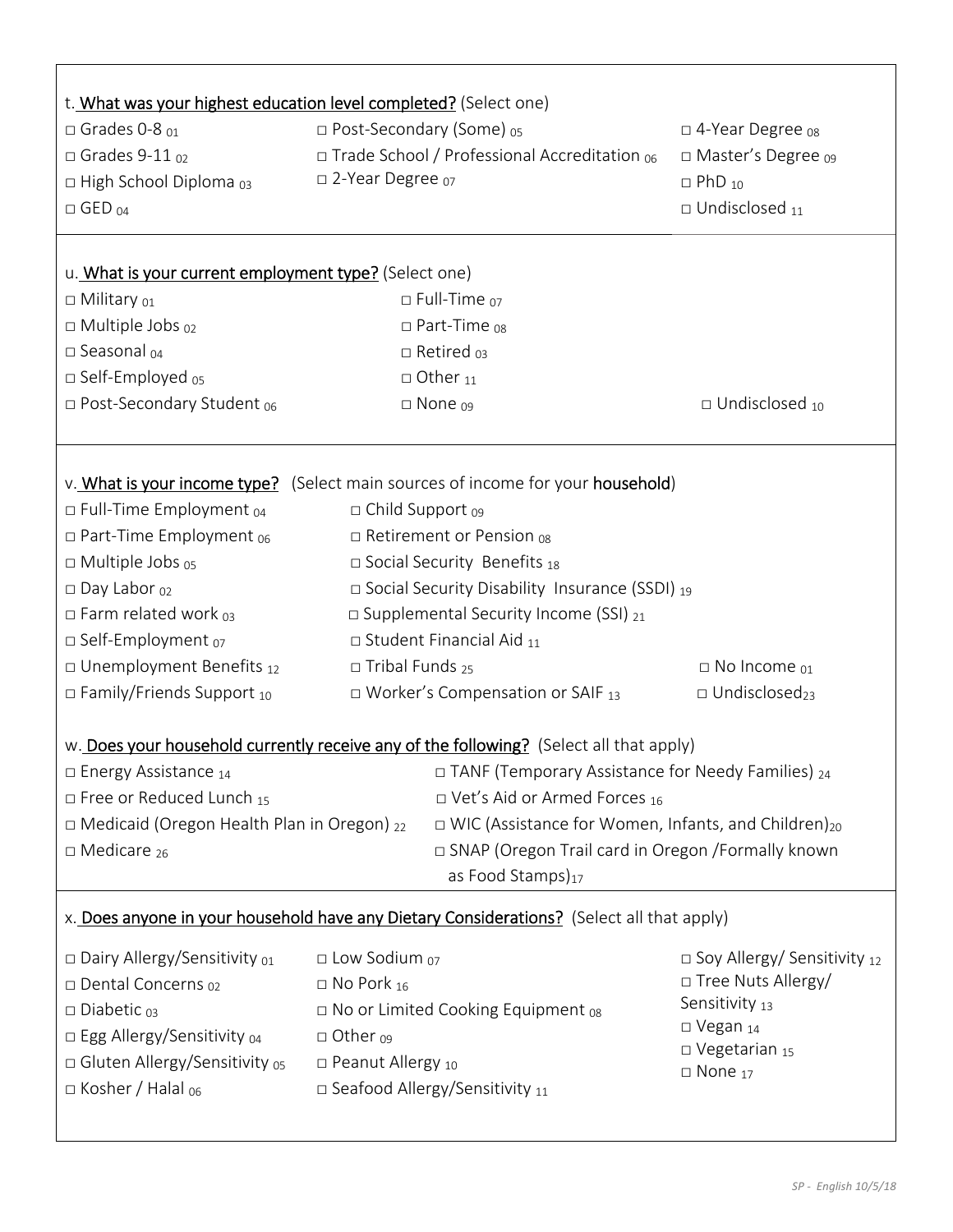t. **What was your highest education level completed?** (Select one)

- □ Grades 0-8 $_{01}$
- □ Grades 9-11 $_{02}$
- □ High School Diploma $_{03}$
- □ GED $_{04}$
- □ Post-Secondary (Some) $_{05}$
- □ Trade School / Professional Accreditation $_{06}$
- □ 2-Year Degree $_{07}$
- □ 4-Year Degree $_{08}$
- □ Master's Degree $_{09}$
- □ PhD $_{10}$
- □ Undisclosed $_{11}$

u. **What is your current employment type?** (Select one)

- □ Military $_{01}$
- □ Multiple Jobs $_{02}$
- □ Seasonal $_{04}$
- □ Self-Employed $_{05}$
- □ Post-Secondary Student $_{06}$
- □ Full-Time $_{07}$
- □ Part-Time $_{08}$
- □ Retired $_{03}$
- □ Other $_{11}$
- □ None $_{09}$
- □ Undisclosed $_{10}$

v. **What is your income type?** (Select main sources of income for your **household**)

- □ Full-Time Employment $_{04}$
- □ Part-Time Employment $_{06}$
- □ Multiple Jobs $_{05}$
- □ Day Labor $_{02}$
- □ Farm related work $_{03}$
- □ Self-Employment $_{07}$
- □ Unemployment Benefits $_{12}$
- □ Family/Friends Support $_{10}$
- □ Child Support $_{09}$
- □ Retirement or Pension $_{08}$
- □ Social Security Benefits $_{18}$
- □ Social Security Disability Insurance (SSDI) $_{19}$
- □ Supplemental Security Income (SSI) $_{21}$
- □ Student Financial Aid $_{11}$
- □ Tribal Funds $_{25}$
- □ Worker's Compensation or SAIF $_{13}$
- □ No Income $_{01}$
- □ Undisclosed $_{23}$

w. **Does your household currently receive any of the following?** (Select all that apply)

- □ Energy Assistance $_{14}$
- □ Free or Reduced Lunch $_{15}$
- □ Medicaid (Oregon Health Plan in Oregon) $_{22}$
- □ Medicare $_{26}$
- □ TANF (Temporary Assistance for Needy Families) $_{24}$
- □ Vet's Aid or Armed Forces $_{16}$
- □ WIC (Assistance for Women, Infants, and Children) $_{20}$
- □ SNAP (Oregon Trail card in Oregon /Formally known as Food Stamps) $_{17}$

x. **Does anyone in your household have any Dietary Considerations?** (Select all that apply)

- □ Dairy Allergy/Sensitivity $_{01}$
- □ Dental Concerns $_{02}$
- □ Diabetic $_{03}$
- □ Egg Allergy/Sensitivity $_{04}$
- □ Gluten Allergy/Sensitivity $_{05}$
- □ Kosher / Halal $_{06}$
- □ Low Sodium $_{07}$
- □ No Pork $_{16}$
- □ No or Limited Cooking Equipment $_{08}$
- □ Other $_{09}$
- □ Peanut Allergy $_{10}$
- □ Seafood Allergy/Sensitivity $_{11}$
- □ Soy Allergy/ Sensitivity $_{12}$
- □ Tree Nuts Allergy/ Sensitivity $_{13}$
- □ Vegan $_{14}$
- □ Vegetarian $_{15}$
- □ None $_{17}$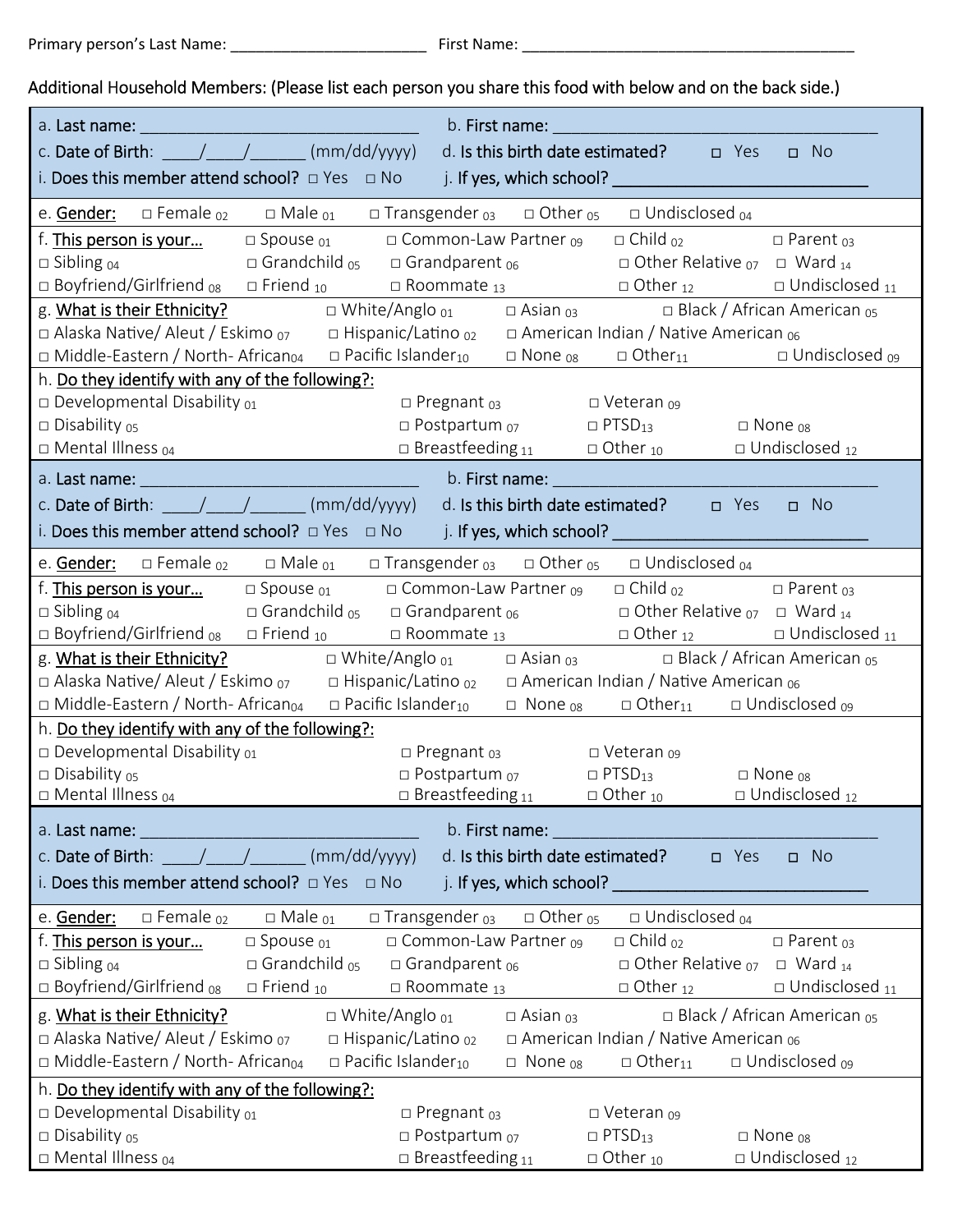Primary person's Last Name: _______________________ First Name: _______________________________________

Additional Household Members: (Please list each person you share this food with below and on the back side.)

a. Last name: ______________________________ b. First name: ___________________________________

c. Date of Birth: ____/____/______ (mm/dd/yyyy) d. Is this birth date estimated? ◻ Yes ◻ No

i. Does this member attend school? □ Yes □ No j. If yes, which school? ____________________________

e. Gender: □ Female 02 □ Male 01 □ Transgender 03 □ Other 05 □ Undisclosed 04

f. This person is your… □ Spouse 01 □ Common-Law Partner 09 □ Child 02 □ Parent 03 □ Sibling 04 □ Grandchild 05 □ Grandparent 06 □ Other Relative 07 □ Ward 14 □ Boyfriend/Girlfriend 08 □ Friend 10 □ Roommate 13 □ Other 12 □ Undisclosed 11

g. What is their Ethnicity? □ White/Anglo 01 □ Asian 03 □ Black / African American 05 □ Alaska Native/ Aleut / Eskimo 07 □ Hispanic/Latino 02 □ American Indian / Native American 06 □ Middle-Eastern / North- African 04 □ Pacific Islander 10 □ None 08 □ Other 11 □ Undisclosed 09

h. Do they identify with any of the following?: □ Developmental Disability 01 □ Pregnant 03 □ Veteran 09 □ Disability 05 □ Postpartum 07 □ PTSD 13 □ None 08 □ Mental Illness 04 □ Breastfeeding 11 □ Other 10 □ Undisclosed 12

---

a. Last name: ______________________________ b. First name: ___________________________________

c. Date of Birth: ____/____/______ (mm/dd/yyyy) d. Is this birth date estimated? ◻ Yes ◻ No

i. Does this member attend school? □ Yes □ No j. If yes, which school? ____________________________

e. Gender: □ Female 02 □ Male 01 □ Transgender 03 □ Other 05 □ Undisclosed 04

f. This person is your… □ Spouse 01 □ Common-Law Partner 09 □ Child 02 □ Parent 03 □ Sibling 04 □ Grandchild 05 □ Grandparent 06 □ Other Relative 07 □ Ward 14 □ Boyfriend/Girlfriend 08 □ Friend 10 □ Roommate 13 □ Other 12 □ Undisclosed 11

g. What is their Ethnicity? □ White/Anglo 01 □ Asian 03 □ Black / African American 05 □ Alaska Native/ Aleut / Eskimo 07 □ Hispanic/Latino 02 □ American Indian / Native American 06 □ Middle-Eastern / North- African 04 □ Pacific Islander 10 □ None 08 □ Other 11 □ Undisclosed 09

h. Do they identify with any of the following?: □ Developmental Disability 01 □ Pregnant 03 □ Veteran 09 □ Disability 05 □ Postpartum 07 □ PTSD 13 □ None 08 □ Mental Illness 04 □ Breastfeeding 11 □ Other 10 □ Undisclosed 12

---

a. Last name: ______________________________ b. First name: ___________________________________

c. Date of Birth: ____/____/______ (mm/dd/yyyy) d. Is this birth date estimated? ◻ Yes ◻ No

i. Does this member attend school? □ Yes □ No j. If yes, which school? ____________________________

e. Gender: □ Female 02 □ Male 01 □ Transgender 03 □ Other 05 □ Undisclosed 04

f. This person is your… □ Spouse 01 □ Common-Law Partner 09 □ Child 02 □ Parent 03 □ Sibling 04 □ Grandchild 05 □ Grandparent 06 □ Other Relative 07 □ Ward 14 □ Boyfriend/Girlfriend 08 □ Friend 10 □ Roommate 13 □ Other 12 □ Undisclosed 11

g. What is their Ethnicity? □ White/Anglo 01 □ Asian 03 □ Black / African American 05 □ Alaska Native/ Aleut / Eskimo 07 □ Hispanic/Latino 02 □ American Indian / Native American 06 □ Middle-Eastern / North- African 04 □ Pacific Islander 10 □ None 08 □ Other 11 □ Undisclosed 09

h. Do they identify with any of the following?: □ Developmental Disability 01 □ Pregnant 03 □ Veteran 09 □ Disability 05 □ Postpartum 07 □ PTSD 13 □ None 08 □ Mental Illness 04 □ Breastfeeding 11 □ Other 10 □ Undisclosed 12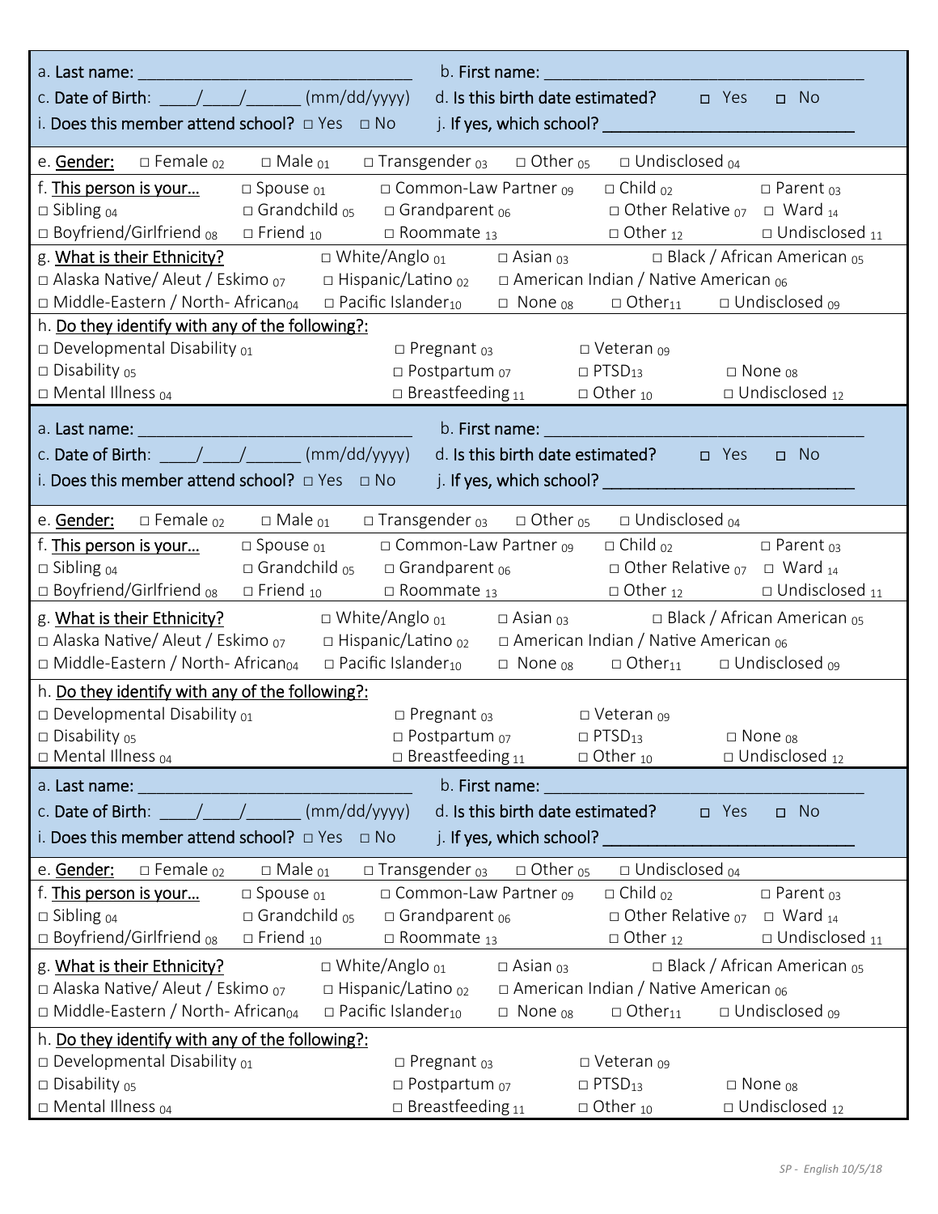a. Last name: ______________________________ b. First name: ___________________________________

c. Date of Birth: ____/____/______ (mm/dd/yyyy) d. Is this birth date estimated? ◻ Yes ◻ No

i. Does this member attend school? □ Yes □ No j. If yes, which school? ____________________________

e. Gender: □ Female 02 □ Male 01 □ Transgender 03 □ Other 05 □ Undisclosed 04

f. This person is your… □ Spouse 01 □ Common-Law Partner 09 □ Child 02 □ Parent 03
□ Sibling 04 □ Grandchild 05 □ Grandparent 06 □ Other Relative 07 □ Ward 14
□ Boyfriend/Girlfriend 08 □ Friend 10 □ Roommate 13 □ Other 12 □ Undisclosed 11

g. What is their Ethnicity? □ White/Anglo 01 □ Asian 03 □ Black / African American 05
□ Alaska Native/ Aleut / Eskimo 07 □ Hispanic/Latino 02 □ American Indian / Native American 06
□ Middle-Eastern / North- African 04 □ Pacific Islander 10 □ None 08 □ Other 11 □ Undisclosed 09

h. Do they identify with any of the following?:
□ Developmental Disability 01 □ Pregnant 03 □ Veteran 09
□ Disability 05 □ Postpartum 07 □ PTSD 13 □ None 08
□ Mental Illness 04 □ Breastfeeding 11 □ Other 10 □ Undisclosed 12

---

a. Last name: ______________________________ b. First name: ___________________________________

c. Date of Birth: ____/____/______ (mm/dd/yyyy) d. Is this birth date estimated? ◻ Yes ◻ No

i. Does this member attend school? □ Yes □ No j. If yes, which school? ____________________________

e. Gender: □ Female 02 □ Male 01 □ Transgender 03 □ Other 05 □ Undisclosed 04

f. This person is your… □ Spouse 01 □ Common-Law Partner 09 □ Child 02 □ Parent 03
□ Sibling 04 □ Grandchild 05 □ Grandparent 06 □ Other Relative 07 □ Ward 14
□ Boyfriend/Girlfriend 08 □ Friend 10 □ Roommate 13 □ Other 12 □ Undisclosed 11

g. What is their Ethnicity? □ White/Anglo 01 □ Asian 03 □ Black / African American 05
□ Alaska Native/ Aleut / Eskimo 07 □ Hispanic/Latino 02 □ American Indian / Native American 06
□ Middle-Eastern / North- African 04 □ Pacific Islander 10 □ None 08 □ Other 11 □ Undisclosed 09

h. Do they identify with any of the following?:
□ Developmental Disability 01 □ Pregnant 03 □ Veteran 09
□ Disability 05 □ Postpartum 07 □ PTSD 13 □ None 08
□ Mental Illness 04 □ Breastfeeding 11 □ Other 10 □ Undisclosed 12

---

a. Last name: ______________________________ b. First name: ___________________________________

c. Date of Birth: ____/____/______ (mm/dd/yyyy) d. Is this birth date estimated? ◻ Yes ◻ No

i. Does this member attend school? □ Yes □ No j. If yes, which school? ____________________________

e. Gender: □ Female 02 □ Male 01 □ Transgender 03 □ Other 05 □ Undisclosed 04

f. This person is your… □ Spouse 01 □ Common-Law Partner 09 □ Child 02 □ Parent 03
□ Sibling 04 □ Grandchild 05 □ Grandparent 06 □ Other Relative 07 □ Ward 14
□ Boyfriend/Girlfriend 08 □ Friend 10 □ Roommate 13 □ Other 12 □ Undisclosed 11

g. What is their Ethnicity? □ White/Anglo 01 □ Asian 03 □ Black / African American 05
□ Alaska Native/ Aleut / Eskimo 07 □ Hispanic/Latino 02 □ American Indian / Native American 06
□ Middle-Eastern / North- African 04 □ Pacific Islander 10 □ None 08 □ Other 11 □ Undisclosed 09

h. Do they identify with any of the following?:
□ Developmental Disability 01 □ Pregnant 03 □ Veteran 09
□ Disability 05 □ Postpartum 07 □ PTSD 13 □ None 08
□ Mental Illness 04 □ Breastfeeding 11 □ Other 10 □ Undisclosed 12

*SP - English 10/5/18*